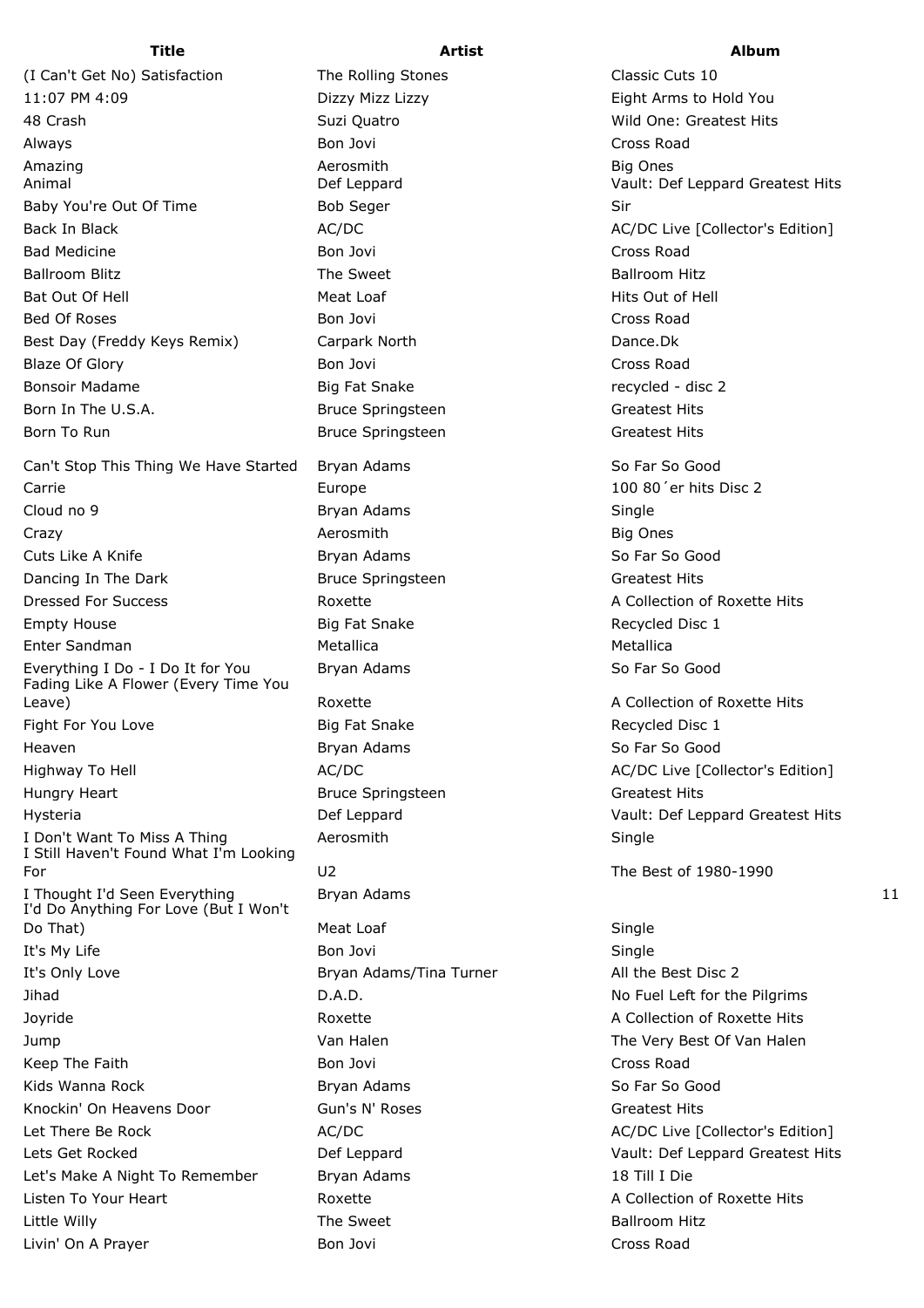| Title | Artist | Album |
|---|---|---|
| (I Can't Get No) Satisfaction | The Rolling Stones | Classic Cuts 10 |
| 11:07 PM 4:09 | Dizzy Mizz Lizzy | Eight Arms to Hold You |
| 48 Crash | Suzi Quatro | Wild One: Greatest Hits |
| Always | Bon Jovi | Cross Road |
| Amazing | Aerosmith | Big Ones |
| Animal | Def Leppard | Vault: Def Leppard Greatest Hits |
| Baby You're Out Of Time | Bob Seger | Sir |
| Back In Black | AC/DC | AC/DC Live [Collector's Edition] |
| Bad Medicine | Bon Jovi | Cross Road |
| Ballroom Blitz | The Sweet | Ballroom Hitz |
| Bat Out Of Hell | Meat Loaf | Hits Out of Hell |
| Bed Of Roses | Bon Jovi | Cross Road |
| Best Day (Freddy Keys Remix) | Carpark North | Dance.Dk |
| Blaze Of Glory | Bon Jovi | Cross Road |
| Bonsoir Madame | Big Fat Snake | recycled - disc 2 |
| Born In The U.S.A. | Bruce Springsteen | Greatest Hits |
| Born To Run | Bruce Springsteen | Greatest Hits |
| Can't Stop This Thing We Have Started | Bryan Adams | So Far So Good |
| Carrie | Europe | 100 80´er hits Disc 2 |
| Cloud no 9 | Bryan Adams | Single |
| Crazy | Aerosmith | Big Ones |
| Cuts Like A Knife | Bryan Adams | So Far So Good |
| Dancing In The Dark | Bruce Springsteen | Greatest Hits |
| Dressed For Success | Roxette | A Collection of Roxette Hits |
| Empty House | Big Fat Snake | Recycled Disc 1 |
| Enter Sandman | Metallica | Metallica |
| Everything I Do - I Do It for You | Bryan Adams | So Far So Good |
| Fading Like A Flower (Every Time You Leave) | Roxette | A Collection of Roxette Hits |
| Fight For You Love | Big Fat Snake | Recycled Disc 1 |
| Heaven | Bryan Adams | So Far So Good |
| Highway To Hell | AC/DC | AC/DC Live [Collector's Edition] |
| Hungry Heart | Bruce Springsteen | Greatest Hits |
| Hysteria | Def Leppard | Vault: Def Leppard Greatest Hits |
| I Don't Want To Miss A Thing | Aerosmith | Single |
| I Still Haven't Found What I'm Looking For | U2 | The Best of 1980-1990 |
| I Thought I'd Seen Everything | Bryan Adams | 11 |
| I'd Do Anything For Love (But I Won't Do That) | Meat Loaf | Single |
| It's My Life | Bon Jovi | Single |
| It's Only Love | Bryan Adams/Tina Turner | All the Best Disc 2 |
| Jihad | D.A.D. | No Fuel Left for the Pilgrims |
| Joyride | Roxette | A Collection of Roxette Hits |
| Jump | Van Halen | The Very Best Of Van Halen |
| Keep The Faith | Bon Jovi | Cross Road |
| Kids Wanna Rock | Bryan Adams | So Far So Good |
| Knockin' On Heavens Door | Gun's N' Roses | Greatest Hits |
| Let There Be Rock | AC/DC | AC/DC Live [Collector's Edition] |
| Lets Get Rocked | Def Leppard | Vault: Def Leppard Greatest Hits |
| Let's Make A Night To Remember | Bryan Adams | 18 Till I Die |
| Listen To Your Heart | Roxette | A Collection of Roxette Hits |
| Little Willy | The Sweet | Ballroom Hitz |
| Livin' On A Prayer | Bon Jovi | Cross Road |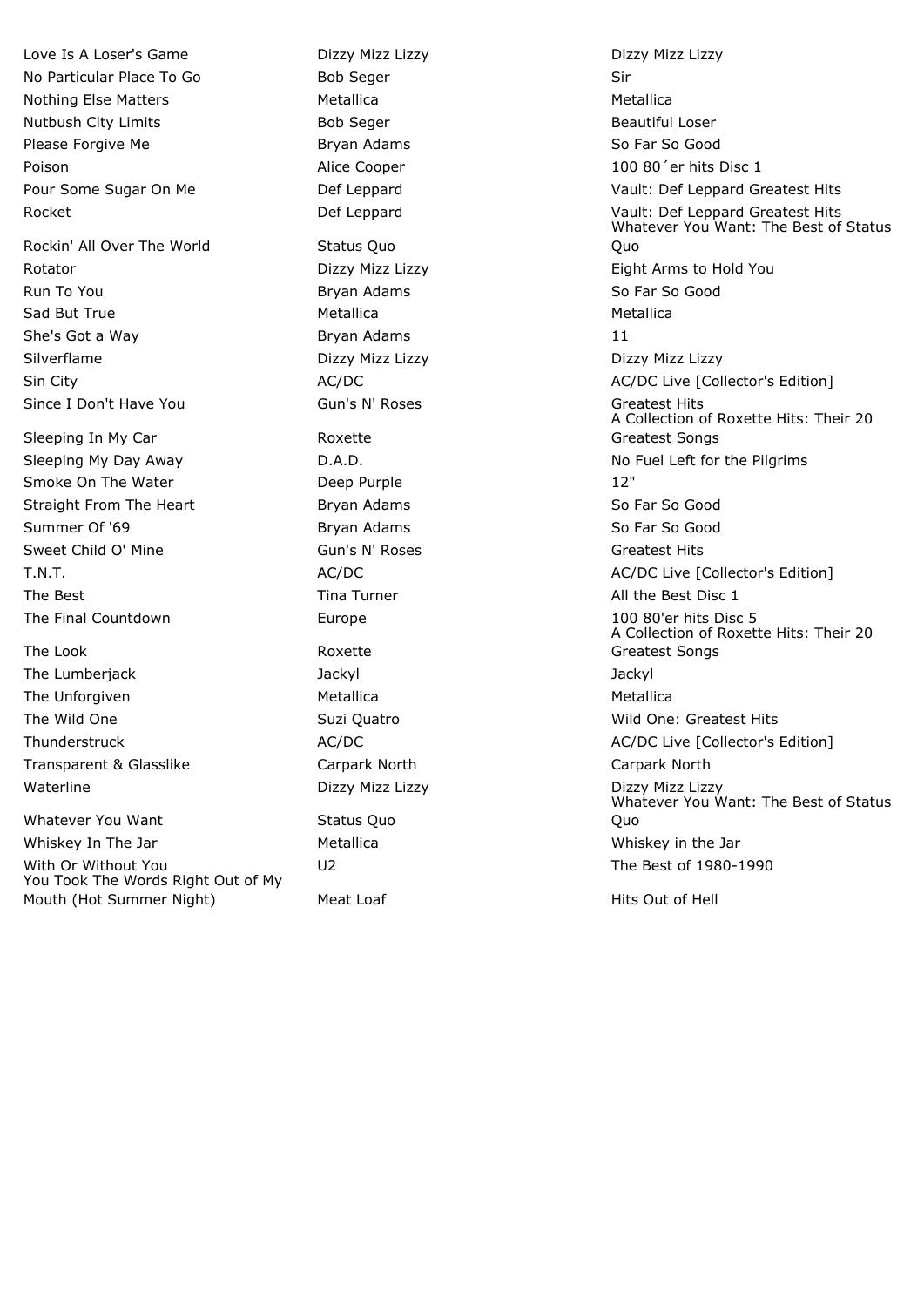| | | |
|---|---|---|
| Love Is A Loser's Game | Dizzy Mizz Lizzy | Dizzy Mizz Lizzy |
| No Particular Place To Go | Bob Seger | Sir |
| Nothing Else Matters | Metallica | Metallica |
| Nutbush City Limits | Bob Seger | Beautiful Loser |
| Please Forgive Me | Bryan Adams | So Far So Good |
| Poison | Alice Cooper | 100 80´er hits Disc 1 |
| Pour Some Sugar On Me | Def Leppard | Vault: Def Leppard Greatest Hits |
| Rocket | Def Leppard | Vault: Def Leppard Greatest Hits |
| Rockin' All Over The World | Status Quo | Whatever You Want: The Best of Status Quo |
| Rotator | Dizzy Mizz Lizzy | Eight Arms to Hold You |
| Run To You | Bryan Adams | So Far So Good |
| Sad But True | Metallica | Metallica |
| She's Got a Way | Bryan Adams | 11 |
| Silverflame | Dizzy Mizz Lizzy | Dizzy Mizz Lizzy |
| Sin City | AC/DC | AC/DC Live [Collector's Edition] |
| Since I Don't Have You | Gun's N' Roses | Greatest Hits |
| Sleeping In My Car | Roxette | A Collection of Roxette Hits: Their 20 Greatest Songs |
| Sleeping My Day Away | D.A.D. | No Fuel Left for the Pilgrims |
| Smoke On The Water | Deep Purple | 12" |
| Straight From The Heart | Bryan Adams | So Far So Good |
| Summer Of '69 | Bryan Adams | So Far So Good |
| Sweet Child O' Mine | Gun's N' Roses | Greatest Hits |
| T.N.T. | AC/DC | AC/DC Live [Collector's Edition] |
| The Best | Tina Turner | All the Best Disc 1 |
| The Final Countdown | Europe | 100 80'er hits Disc 5 |
| The Look | Roxette | A Collection of Roxette Hits: Their 20 Greatest Songs |
| The Lumberjack | Jackyl | Jackyl |
| The Unforgiven | Metallica | Metallica |
| The Wild One | Suzi Quatro | Wild One: Greatest Hits |
| Thunderstruck | AC/DC | AC/DC Live [Collector's Edition] |
| Transparent & Glasslike | Carpark North | Carpark North |
| Waterline | Dizzy Mizz Lizzy | Dizzy Mizz Lizzy |
| Whatever You Want | Status Quo | Whatever You Want: The Best of Status Quo |
| Whiskey In The Jar | Metallica | Whiskey in the Jar |
| With Or Without You | U2 | The Best of 1980-1990 |
| You Took The Words Right Out of My Mouth (Hot Summer Night) | Meat Loaf | Hits Out of Hell |